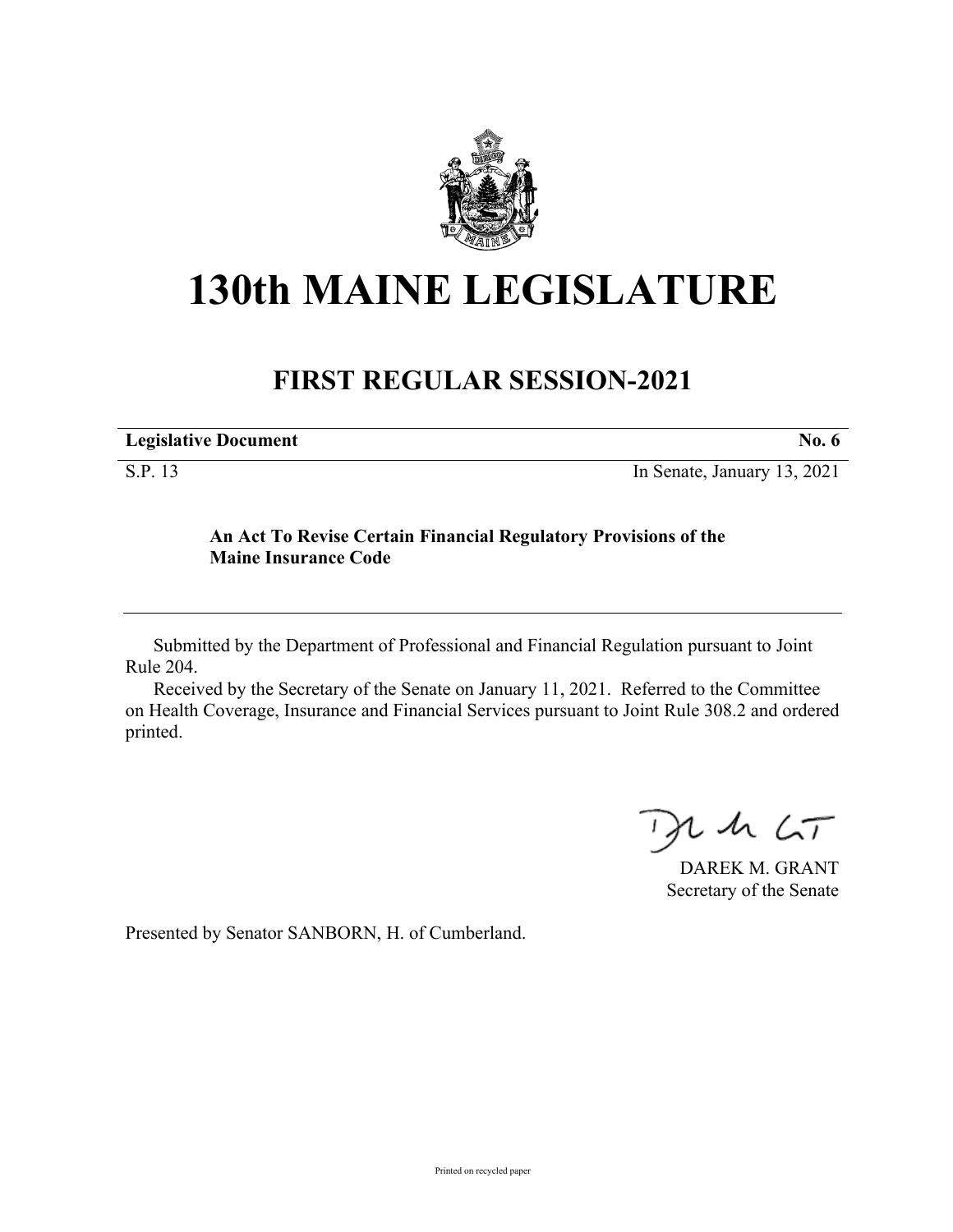# 130th MAINE LEGISLATURE

## FIRST REGULAR SESSION-2021

**Legislative Document** **No. 6**

S.P. 13 In Senate, January 13, 2021

**An Act To Revise Certain Financial Regulatory Provisions of the Maine Insurance Code**

Submitted by the Department of Professional and Financial Regulation pursuant to Joint Rule 204.

Received by the Secretary of the Senate on January 11, 2021. Referred to the Committee on Health Coverage, Insurance and Financial Services pursuant to Joint Rule 308.2 and ordered printed.

DAREK M. GRANT
Secretary of the Senate

Presented by Senator SANBORN, H. of Cumberland.

Printed on recycled paper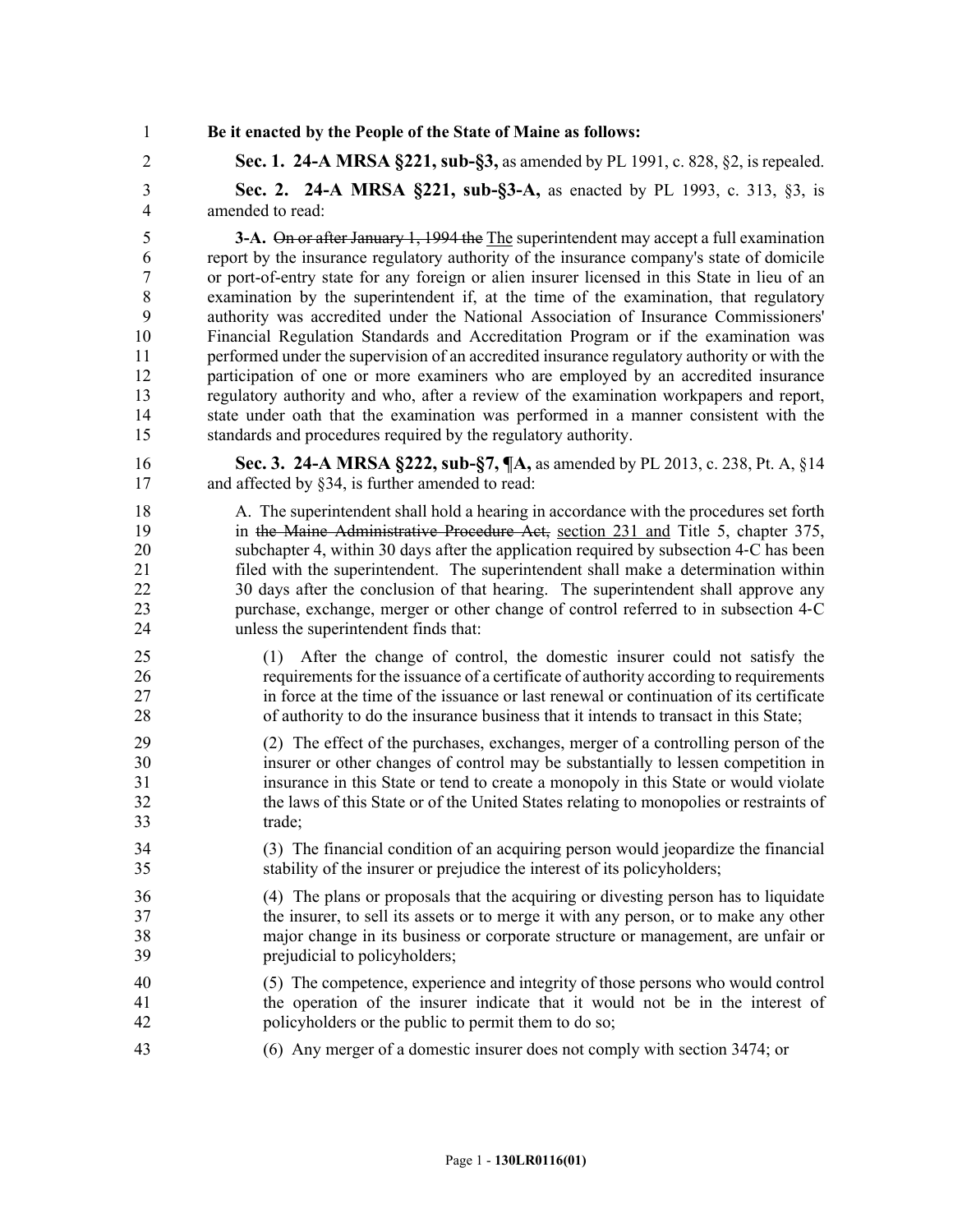**Be it enacted by the People of the State of Maine as follows:**

**Sec. 1. 24-A MRSA §221, sub-§3,** as amended by PL 1991, c. 828, §2, is repealed.

**Sec. 2. 24-A MRSA §221, sub-§3-A,** as enacted by PL 1993, c. 313, §3, is amended to read:

**3-A.** ~~On or after January 1, 1994 the~~ The superintendent may accept a full examination report by the insurance regulatory authority of the insurance company's state of domicile or port-of-entry state for any foreign or alien insurer licensed in this State in lieu of an examination by the superintendent if, at the time of the examination, that regulatory authority was accredited under the National Association of Insurance Commissioners' Financial Regulation Standards and Accreditation Program or if the examination was performed under the supervision of an accredited insurance regulatory authority or with the participation of one or more examiners who are employed by an accredited insurance regulatory authority and who, after a review of the examination workpapers and report, state under oath that the examination was performed in a manner consistent with the standards and procedures required by the regulatory authority.

**Sec. 3. 24-A MRSA §222, sub-§7, ¶A,** as amended by PL 2013, c. 238, Pt. A, §14 and affected by §34, is further amended to read:

A. The superintendent shall hold a hearing in accordance with the procedures set forth in ~~the Maine Administrative Procedure Act,~~ section 231 and Title 5, chapter 375, subchapter 4, within 30 days after the application required by subsection 4-C has been filed with the superintendent. The superintendent shall make a determination within 30 days after the conclusion of that hearing. The superintendent shall approve any purchase, exchange, merger or other change of control referred to in subsection 4-C unless the superintendent finds that:

(1) After the change of control, the domestic insurer could not satisfy the requirements for the issuance of a certificate of authority according to requirements in force at the time of the issuance or last renewal or continuation of its certificate of authority to do the insurance business that it intends to transact in this State;

(2) The effect of the purchases, exchanges, merger of a controlling person of the insurer or other changes of control may be substantially to lessen competition in insurance in this State or tend to create a monopoly in this State or would violate the laws of this State or of the United States relating to monopolies or restraints of trade;

(3) The financial condition of an acquiring person would jeopardize the financial stability of the insurer or prejudice the interest of its policyholders;

(4) The plans or proposals that the acquiring or divesting person has to liquidate the insurer, to sell its assets or to merge it with any person, or to make any other major change in its business or corporate structure or management, are unfair or prejudicial to policyholders;

(5) The competence, experience and integrity of those persons who would control the operation of the insurer indicate that it would not be in the interest of policyholders or the public to permit them to do so;

(6) Any merger of a domestic insurer does not comply with section 3474; or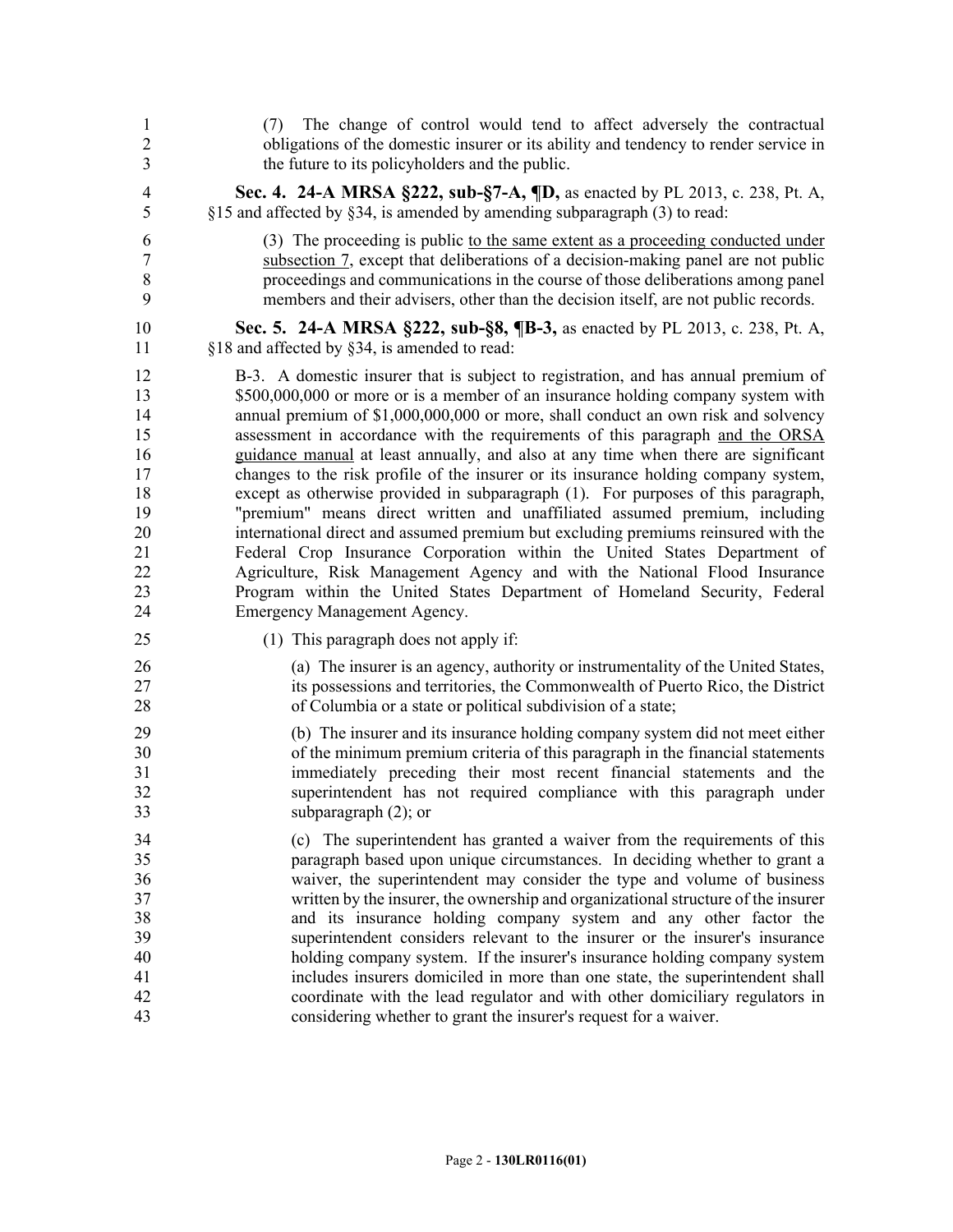(7) The change of control would tend to affect adversely the contractual obligations of the domestic insurer or its ability and tendency to render service in the future to its policyholders and the public.

**Sec. 4. 24-A MRSA §222, sub-§7-A, ¶D,** as enacted by PL 2013, c. 238, Pt. A, §15 and affected by §34, is amended by amending subparagraph (3) to read:

(3) The proceeding is public to the same extent as a proceeding conducted under subsection 7, except that deliberations of a decision-making panel are not public proceedings and communications in the course of those deliberations among panel members and their advisers, other than the decision itself, are not public records.

**Sec. 5. 24-A MRSA §222, sub-§8, ¶B-3,** as enacted by PL 2013, c. 238, Pt. A, §18 and affected by §34, is amended to read:

B-3. A domestic insurer that is subject to registration, and has annual premium of $500,000,000 or more or is a member of an insurance holding company system with annual premium of $1,000,000,000 or more, shall conduct an own risk and solvency assessment in accordance with the requirements of this paragraph and the ORSA guidance manual at least annually, and also at any time when there are significant changes to the risk profile of the insurer or its insurance holding company system, except as otherwise provided in subparagraph (1). For purposes of this paragraph, "premium" means direct written and unaffiliated assumed premium, including international direct and assumed premium but excluding premiums reinsured with the Federal Crop Insurance Corporation within the United States Department of Agriculture, Risk Management Agency and with the National Flood Insurance Program within the United States Department of Homeland Security, Federal Emergency Management Agency.

(1) This paragraph does not apply if:

(a) The insurer is an agency, authority or instrumentality of the United States, its possessions and territories, the Commonwealth of Puerto Rico, the District of Columbia or a state or political subdivision of a state;

(b) The insurer and its insurance holding company system did not meet either of the minimum premium criteria of this paragraph in the financial statements immediately preceding their most recent financial statements and the superintendent has not required compliance with this paragraph under subparagraph (2); or

(c) The superintendent has granted a waiver from the requirements of this paragraph based upon unique circumstances. In deciding whether to grant a waiver, the superintendent may consider the type and volume of business written by the insurer, the ownership and organizational structure of the insurer and its insurance holding company system and any other factor the superintendent considers relevant to the insurer or the insurer's insurance holding company system. If the insurer's insurance holding company system includes insurers domiciled in more than one state, the superintendent shall coordinate with the lead regulator and with other domiciliary regulators in considering whether to grant the insurer's request for a waiver.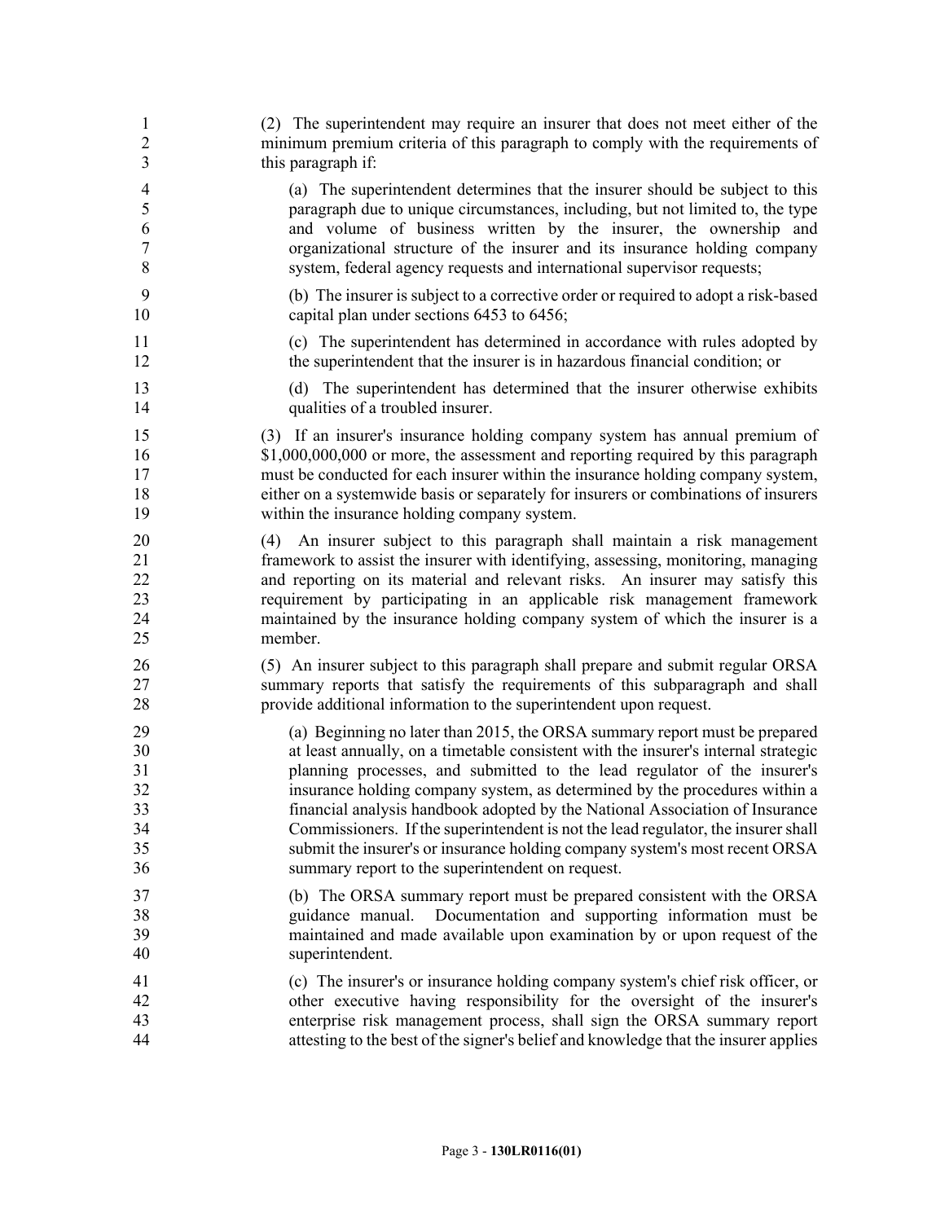(2) The superintendent may require an insurer that does not meet either of the minimum premium criteria of this paragraph to comply with the requirements of this paragraph if:

(a) The superintendent determines that the insurer should be subject to this paragraph due to unique circumstances, including, but not limited to, the type and volume of business written by the insurer, the ownership and organizational structure of the insurer and its insurance holding company system, federal agency requests and international supervisor requests;

(b) The insurer is subject to a corrective order or required to adopt a risk-based capital plan under sections 6453 to 6456;

(c) The superintendent has determined in accordance with rules adopted by the superintendent that the insurer is in hazardous financial condition; or

(d) The superintendent has determined that the insurer otherwise exhibits qualities of a troubled insurer.

(3) If an insurer's insurance holding company system has annual premium of $1,000,000,000 or more, the assessment and reporting required by this paragraph must be conducted for each insurer within the insurance holding company system, either on a systemwide basis or separately for insurers or combinations of insurers within the insurance holding company system.

(4) An insurer subject to this paragraph shall maintain a risk management framework to assist the insurer with identifying, assessing, monitoring, managing and reporting on its material and relevant risks. An insurer may satisfy this requirement by participating in an applicable risk management framework maintained by the insurance holding company system of which the insurer is a member.

(5) An insurer subject to this paragraph shall prepare and submit regular ORSA summary reports that satisfy the requirements of this subparagraph and shall provide additional information to the superintendent upon request.

(a) Beginning no later than 2015, the ORSA summary report must be prepared at least annually, on a timetable consistent with the insurer's internal strategic planning processes, and submitted to the lead regulator of the insurer's insurance holding company system, as determined by the procedures within a financial analysis handbook adopted by the National Association of Insurance Commissioners. If the superintendent is not the lead regulator, the insurer shall submit the insurer's or insurance holding company system's most recent ORSA summary report to the superintendent on request.

(b) The ORSA summary report must be prepared consistent with the ORSA guidance manual. Documentation and supporting information must be maintained and made available upon examination by or upon request of the superintendent.

(c) The insurer's or insurance holding company system's chief risk officer, or other executive having responsibility for the oversight of the insurer's enterprise risk management process, shall sign the ORSA summary report attesting to the best of the signer's belief and knowledge that the insurer applies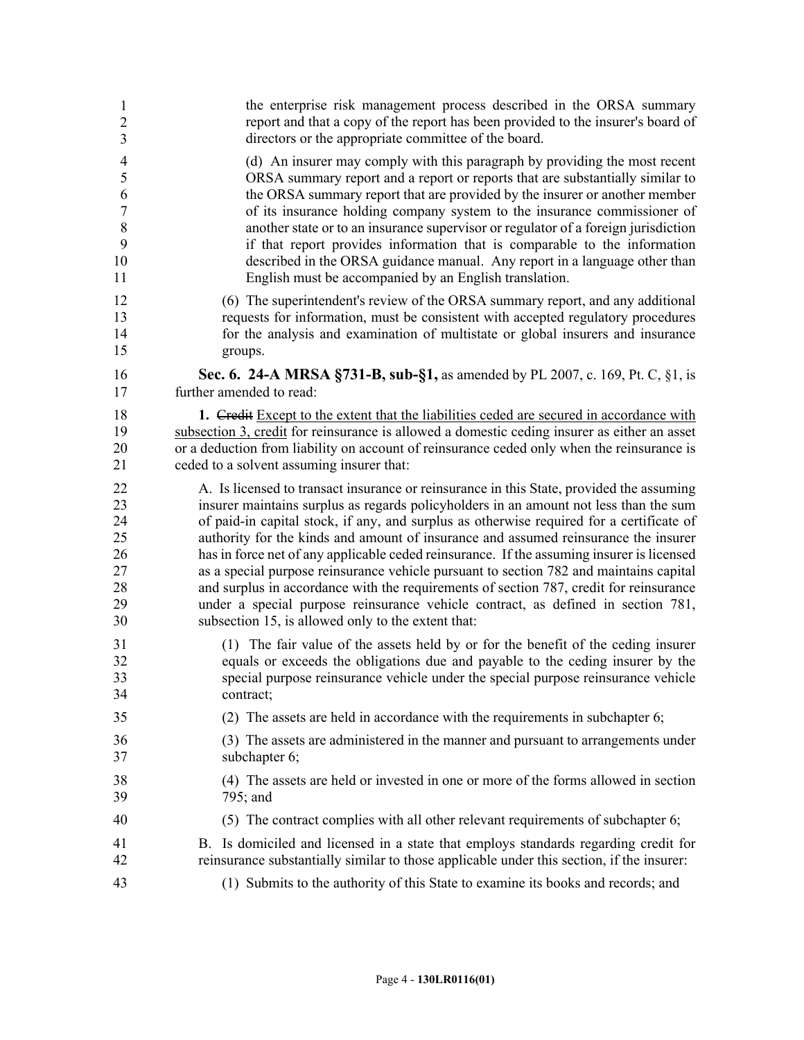the enterprise risk management process described in the ORSA summary report and that a copy of the report has been provided to the insurer's board of directors or the appropriate committee of the board.

(d) An insurer may comply with this paragraph by providing the most recent ORSA summary report and a report or reports that are substantially similar to the ORSA summary report that are provided by the insurer or another member of its insurance holding company system to the insurance commissioner of another state or to an insurance supervisor or regulator of a foreign jurisdiction if that report provides information that is comparable to the information described in the ORSA guidance manual. Any report in a language other than English must be accompanied by an English translation.

(6) The superintendent's review of the ORSA summary report, and any additional requests for information, must be consistent with accepted regulatory procedures for the analysis and examination of multistate or global insurers and insurance groups.

**Sec. 6. 24-A MRSA §731-B, sub-§1,** as amended by PL 2007, c. 169, Pt. C, §1, is further amended to read:

**1.** ~~Credit~~ Except to the extent that the liabilities ceded are secured in accordance with subsection 3, credit for reinsurance is allowed a domestic ceding insurer as either an asset or a deduction from liability on account of reinsurance ceded only when the reinsurance is ceded to a solvent assuming insurer that:

A. Is licensed to transact insurance or reinsurance in this State, provided the assuming insurer maintains surplus as regards policyholders in an amount not less than the sum of paid-in capital stock, if any, and surplus as otherwise required for a certificate of authority for the kinds and amount of insurance and assumed reinsurance the insurer has in force net of any applicable ceded reinsurance. If the assuming insurer is licensed as a special purpose reinsurance vehicle pursuant to section 782 and maintains capital and surplus in accordance with the requirements of section 787, credit for reinsurance under a special purpose reinsurance vehicle contract, as defined in section 781, subsection 15, is allowed only to the extent that:

(1) The fair value of the assets held by or for the benefit of the ceding insurer equals or exceeds the obligations due and payable to the ceding insurer by the special purpose reinsurance vehicle under the special purpose reinsurance vehicle contract;

(2) The assets are held in accordance with the requirements in subchapter 6;

(3) The assets are administered in the manner and pursuant to arrangements under subchapter 6;

(4) The assets are held or invested in one or more of the forms allowed in section 795; and

(5) The contract complies with all other relevant requirements of subchapter 6;

B. Is domiciled and licensed in a state that employs standards regarding credit for reinsurance substantially similar to those applicable under this section, if the insurer:

(1) Submits to the authority of this State to examine its books and records; and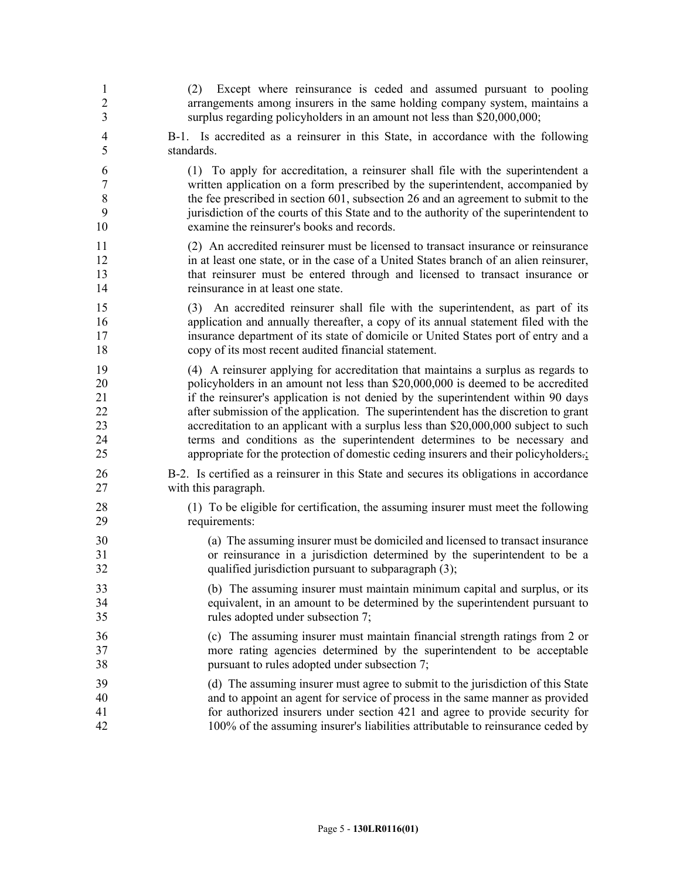(2) Except where reinsurance is ceded and assumed pursuant to pooling arrangements among insurers in the same holding company system, maintains a surplus regarding policyholders in an amount not less than $20,000,000;

B-1. Is accredited as a reinsurer in this State, in accordance with the following standards.

(1) To apply for accreditation, a reinsurer shall file with the superintendent a written application on a form prescribed by the superintendent, accompanied by the fee prescribed in section 601, subsection 26 and an agreement to submit to the jurisdiction of the courts of this State and to the authority of the superintendent to examine the reinsurer's books and records.

(2) An accredited reinsurer must be licensed to transact insurance or reinsurance in at least one state, or in the case of a United States branch of an alien reinsurer, that reinsurer must be entered through and licensed to transact insurance or reinsurance in at least one state.

(3) An accredited reinsurer shall file with the superintendent, as part of its application and annually thereafter, a copy of its annual statement filed with the insurance department of its state of domicile or United States port of entry and a copy of its most recent audited financial statement.

(4) A reinsurer applying for accreditation that maintains a surplus as regards to policyholders in an amount not less than $20,000,000 is deemed to be accredited if the reinsurer's application is not denied by the superintendent within 90 days after submission of the application. The superintendent has the discretion to grant accreditation to an applicant with a surplus less than $20,000,000 subject to such terms and conditions as the superintendent determines to be necessary and appropriate for the protection of domestic ceding insurers and their policyholders.;

B-2. Is certified as a reinsurer in this State and secures its obligations in accordance with this paragraph.

(1) To be eligible for certification, the assuming insurer must meet the following requirements:

(a) The assuming insurer must be domiciled and licensed to transact insurance or reinsurance in a jurisdiction determined by the superintendent to be a qualified jurisdiction pursuant to subparagraph (3);

(b) The assuming insurer must maintain minimum capital and surplus, or its equivalent, in an amount to be determined by the superintendent pursuant to rules adopted under subsection 7;

(c) The assuming insurer must maintain financial strength ratings from 2 or more rating agencies determined by the superintendent to be acceptable pursuant to rules adopted under subsection 7;

(d) The assuming insurer must agree to submit to the jurisdiction of this State and to appoint an agent for service of process in the same manner as provided for authorized insurers under section 421 and agree to provide security for 100% of the assuming insurer's liabilities attributable to reinsurance ceded by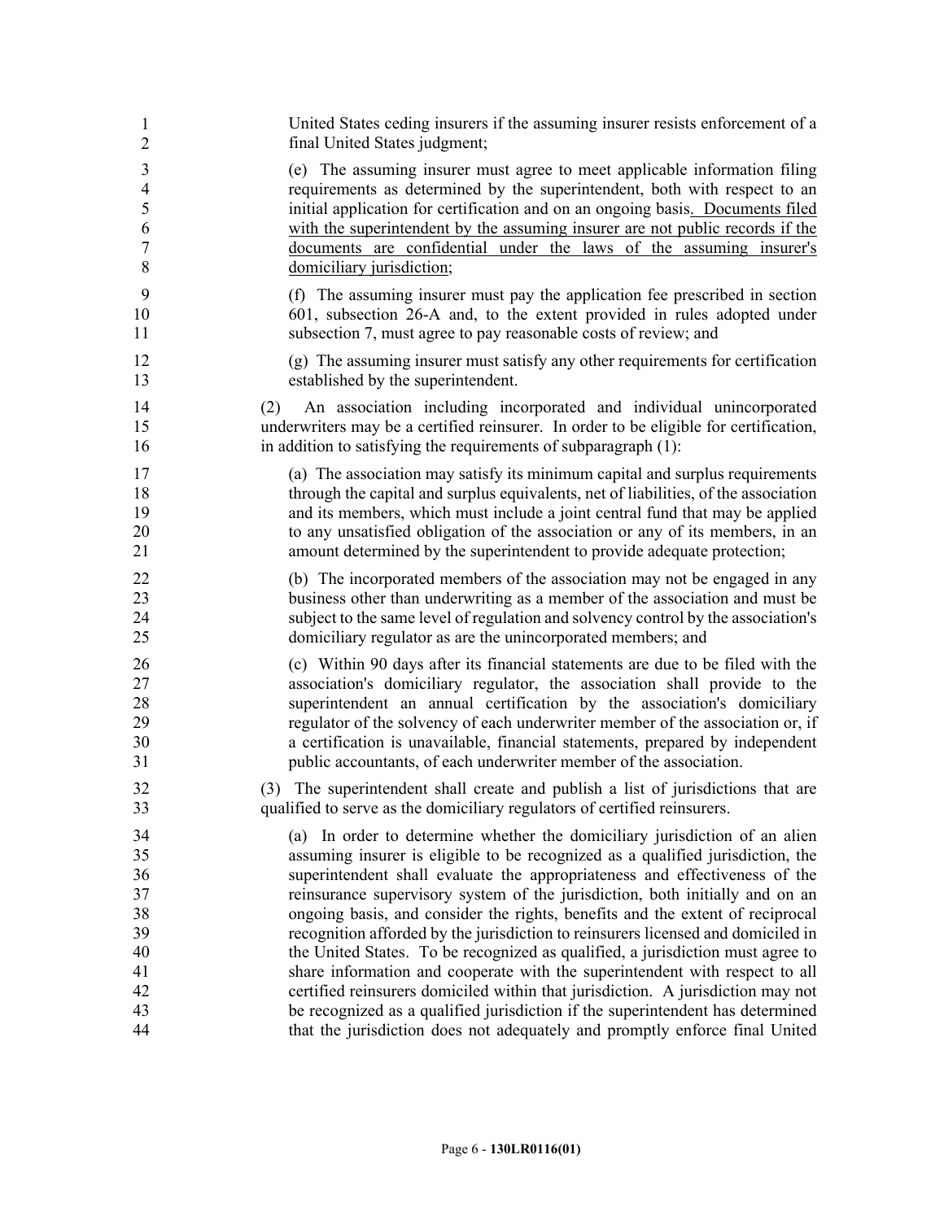United States ceding insurers if the assuming insurer resists enforcement of a final United States judgment;

(e) The assuming insurer must agree to meet applicable information filing requirements as determined by the superintendent, both with respect to an initial application for certification and on an ongoing basis. Documents filed with the superintendent by the assuming insurer are not public records if the documents are confidential under the laws of the assuming insurer's domiciliary jurisdiction;

(f) The assuming insurer must pay the application fee prescribed in section 601, subsection 26-A and, to the extent provided in rules adopted under subsection 7, must agree to pay reasonable costs of review; and

(g) The assuming insurer must satisfy any other requirements for certification established by the superintendent.

(2) An association including incorporated and individual unincorporated underwriters may be a certified reinsurer. In order to be eligible for certification, in addition to satisfying the requirements of subparagraph (1):

(a) The association may satisfy its minimum capital and surplus requirements through the capital and surplus equivalents, net of liabilities, of the association and its members, which must include a joint central fund that may be applied to any unsatisfied obligation of the association or any of its members, in an amount determined by the superintendent to provide adequate protection;

(b) The incorporated members of the association may not be engaged in any business other than underwriting as a member of the association and must be subject to the same level of regulation and solvency control by the association's domiciliary regulator as are the unincorporated members; and

(c) Within 90 days after its financial statements are due to be filed with the association's domiciliary regulator, the association shall provide to the superintendent an annual certification by the association's domiciliary regulator of the solvency of each underwriter member of the association or, if a certification is unavailable, financial statements, prepared by independent public accountants, of each underwriter member of the association.

(3) The superintendent shall create and publish a list of jurisdictions that are qualified to serve as the domiciliary regulators of certified reinsurers.

(a) In order to determine whether the domiciliary jurisdiction of an alien assuming insurer is eligible to be recognized as a qualified jurisdiction, the superintendent shall evaluate the appropriateness and effectiveness of the reinsurance supervisory system of the jurisdiction, both initially and on an ongoing basis, and consider the rights, benefits and the extent of reciprocal recognition afforded by the jurisdiction to reinsurers licensed and domiciled in the United States. To be recognized as qualified, a jurisdiction must agree to share information and cooperate with the superintendent with respect to all certified reinsurers domiciled within that jurisdiction. A jurisdiction may not be recognized as a qualified jurisdiction if the superintendent has determined that the jurisdiction does not adequately and promptly enforce final United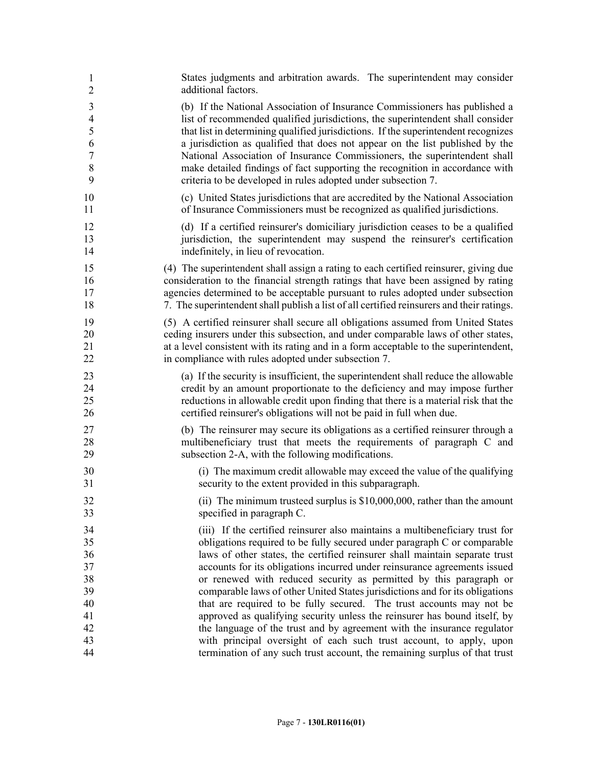States judgments and arbitration awards. The superintendent may consider additional factors.

(b) If the National Association of Insurance Commissioners has published a list of recommended qualified jurisdictions, the superintendent shall consider that list in determining qualified jurisdictions. If the superintendent recognizes a jurisdiction as qualified that does not appear on the list published by the National Association of Insurance Commissioners, the superintendent shall make detailed findings of fact supporting the recognition in accordance with criteria to be developed in rules adopted under subsection 7.

(c) United States jurisdictions that are accredited by the National Association of Insurance Commissioners must be recognized as qualified jurisdictions.

(d) If a certified reinsurer's domiciliary jurisdiction ceases to be a qualified jurisdiction, the superintendent may suspend the reinsurer's certification indefinitely, in lieu of revocation.

(4) The superintendent shall assign a rating to each certified reinsurer, giving due consideration to the financial strength ratings that have been assigned by rating agencies determined to be acceptable pursuant to rules adopted under subsection 7. The superintendent shall publish a list of all certified reinsurers and their ratings.

(5) A certified reinsurer shall secure all obligations assumed from United States ceding insurers under this subsection, and under comparable laws of other states, at a level consistent with its rating and in a form acceptable to the superintendent, in compliance with rules adopted under subsection 7.

(a) If the security is insufficient, the superintendent shall reduce the allowable credit by an amount proportionate to the deficiency and may impose further reductions in allowable credit upon finding that there is a material risk that the certified reinsurer's obligations will not be paid in full when due.

(b) The reinsurer may secure its obligations as a certified reinsurer through a multibeneficiary trust that meets the requirements of paragraph C and subsection 2-A, with the following modifications.

(i) The maximum credit allowable may exceed the value of the qualifying security to the extent provided in this subparagraph.

(ii) The minimum trusteed surplus is $10,000,000, rather than the amount specified in paragraph C.

(iii) If the certified reinsurer also maintains a multibeneficiary trust for obligations required to be fully secured under paragraph C or comparable laws of other states, the certified reinsurer shall maintain separate trust accounts for its obligations incurred under reinsurance agreements issued or renewed with reduced security as permitted by this paragraph or comparable laws of other United States jurisdictions and for its obligations that are required to be fully secured. The trust accounts may not be approved as qualifying security unless the reinsurer has bound itself, by the language of the trust and by agreement with the insurance regulator with principal oversight of each such trust account, to apply, upon termination of any such trust account, the remaining surplus of that trust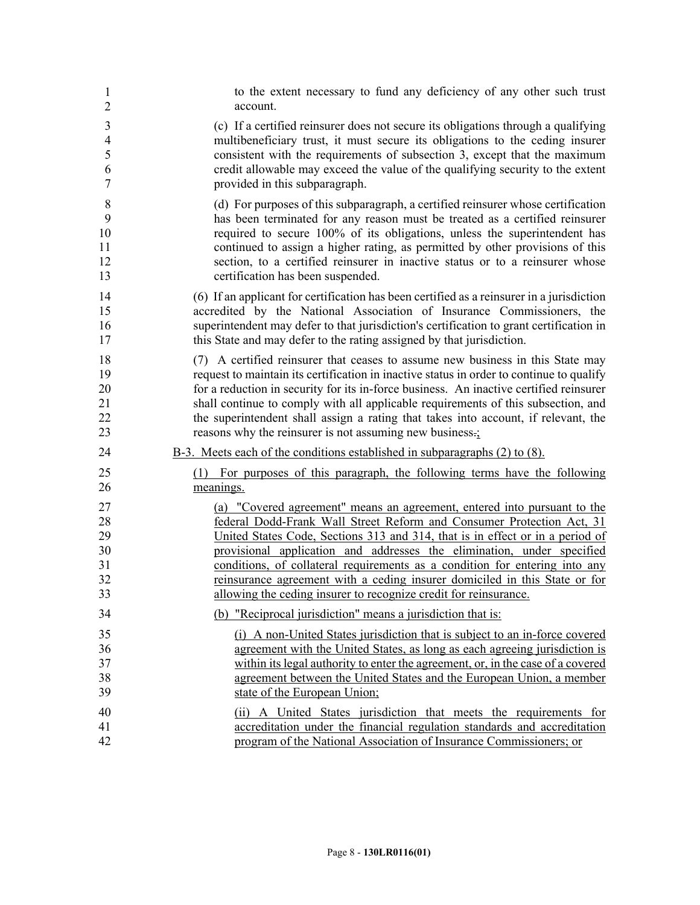to the extent necessary to fund any deficiency of any other such trust account.

(c) If a certified reinsurer does not secure its obligations through a qualifying multibeneficiary trust, it must secure its obligations to the ceding insurer consistent with the requirements of subsection 3, except that the maximum credit allowable may exceed the value of the qualifying security to the extent provided in this subparagraph.

(d) For purposes of this subparagraph, a certified reinsurer whose certification has been terminated for any reason must be treated as a certified reinsurer required to secure 100% of its obligations, unless the superintendent has continued to assign a higher rating, as permitted by other provisions of this section, to a certified reinsurer in inactive status or to a reinsurer whose certification has been suspended.

(6) If an applicant for certification has been certified as a reinsurer in a jurisdiction accredited by the National Association of Insurance Commissioners, the superintendent may defer to that jurisdiction's certification to grant certification in this State and may defer to the rating assigned by that jurisdiction.

(7) A certified reinsurer that ceases to assume new business in this State may request to maintain its certification in inactive status in order to continue to qualify for a reduction in security for its in-force business. An inactive certified reinsurer shall continue to comply with all applicable requirements of this subsection, and the superintendent shall assign a rating that takes into account, if relevant, the reasons why the reinsurer is not assuming new business.;

B-3. Meets each of the conditions established in subparagraphs (2) to (8).

(1) For purposes of this paragraph, the following terms have the following meanings.

(a) "Covered agreement" means an agreement, entered into pursuant to the federal Dodd-Frank Wall Street Reform and Consumer Protection Act, 31 United States Code, Sections 313 and 314, that is in effect or in a period of provisional application and addresses the elimination, under specified conditions, of collateral requirements as a condition for entering into any reinsurance agreement with a ceding insurer domiciled in this State or for allowing the ceding insurer to recognize credit for reinsurance.

(b) "Reciprocal jurisdiction" means a jurisdiction that is:

(i) A non-United States jurisdiction that is subject to an in-force covered agreement with the United States, as long as each agreeing jurisdiction is within its legal authority to enter the agreement, or, in the case of a covered agreement between the United States and the European Union, a member state of the European Union;

(ii) A United States jurisdiction that meets the requirements for accreditation under the financial regulation standards and accreditation program of the National Association of Insurance Commissioners; or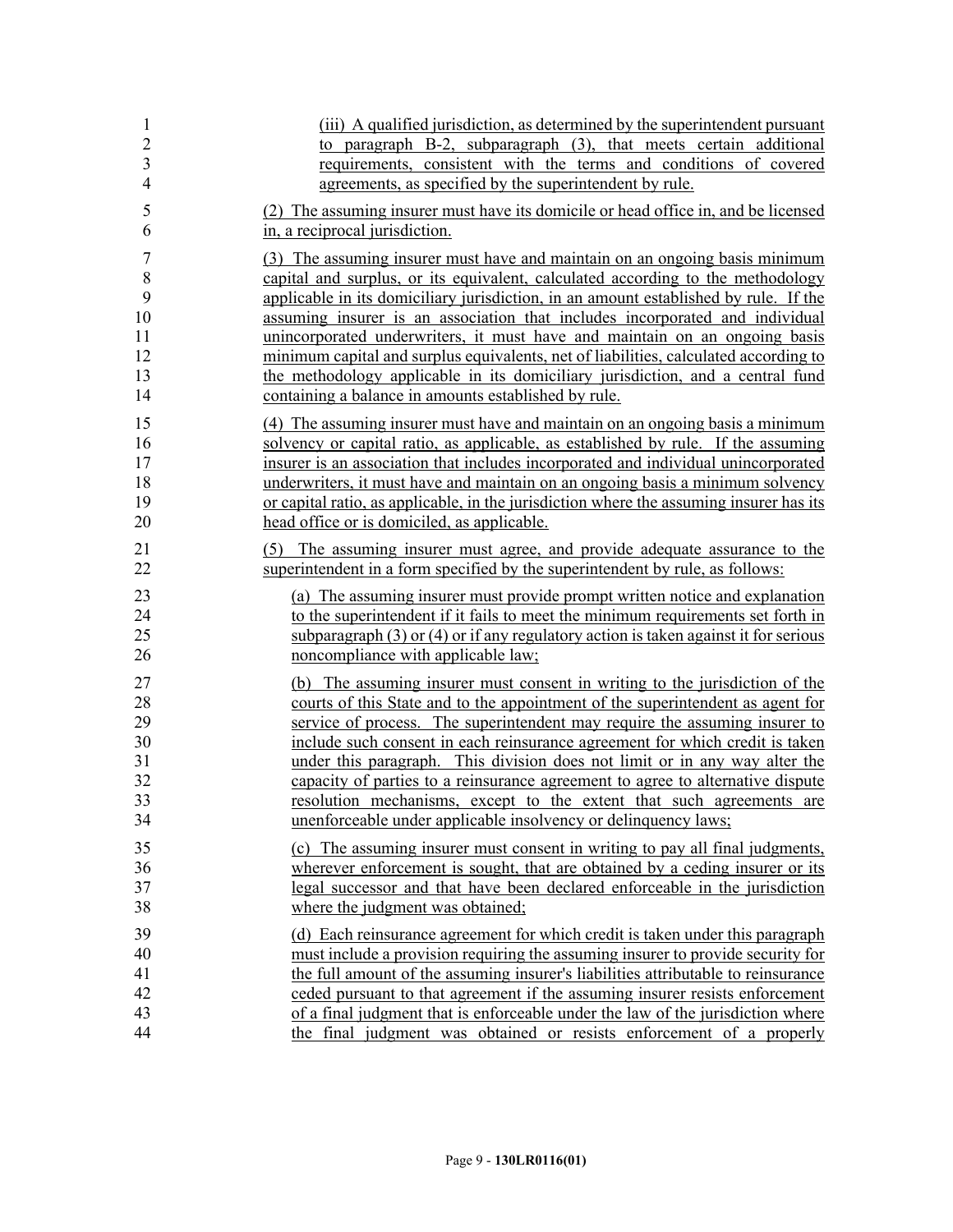(iii) A qualified jurisdiction, as determined by the superintendent pursuant to paragraph B-2, subparagraph (3), that meets certain additional requirements, consistent with the terms and conditions of covered agreements, as specified by the superintendent by rule.

(2) The assuming insurer must have its domicile or head office in, and be licensed in, a reciprocal jurisdiction.

(3) The assuming insurer must have and maintain on an ongoing basis minimum capital and surplus, or its equivalent, calculated according to the methodology applicable in its domiciliary jurisdiction, in an amount established by rule. If the assuming insurer is an association that includes incorporated and individual unincorporated underwriters, it must have and maintain on an ongoing basis minimum capital and surplus equivalents, net of liabilities, calculated according to the methodology applicable in its domiciliary jurisdiction, and a central fund containing a balance in amounts established by rule.

(4) The assuming insurer must have and maintain on an ongoing basis a minimum solvency or capital ratio, as applicable, as established by rule. If the assuming insurer is an association that includes incorporated and individual unincorporated underwriters, it must have and maintain on an ongoing basis a minimum solvency or capital ratio, as applicable, in the jurisdiction where the assuming insurer has its head office or is domiciled, as applicable.

(5) The assuming insurer must agree, and provide adequate assurance to the superintendent in a form specified by the superintendent by rule, as follows:

(a) The assuming insurer must provide prompt written notice and explanation to the superintendent if it fails to meet the minimum requirements set forth in subparagraph (3) or (4) or if any regulatory action is taken against it for serious noncompliance with applicable law;

(b) The assuming insurer must consent in writing to the jurisdiction of the courts of this State and to the appointment of the superintendent as agent for service of process. The superintendent may require the assuming insurer to include such consent in each reinsurance agreement for which credit is taken under this paragraph. This division does not limit or in any way alter the capacity of parties to a reinsurance agreement to agree to alternative dispute resolution mechanisms, except to the extent that such agreements are unenforceable under applicable insolvency or delinquency laws;

(c) The assuming insurer must consent in writing to pay all final judgments, wherever enforcement is sought, that are obtained by a ceding insurer or its legal successor and that have been declared enforceable in the jurisdiction where the judgment was obtained;

(d) Each reinsurance agreement for which credit is taken under this paragraph must include a provision requiring the assuming insurer to provide security for the full amount of the assuming insurer's liabilities attributable to reinsurance ceded pursuant to that agreement if the assuming insurer resists enforcement of a final judgment that is enforceable under the law of the jurisdiction where the final judgment was obtained or resists enforcement of a properly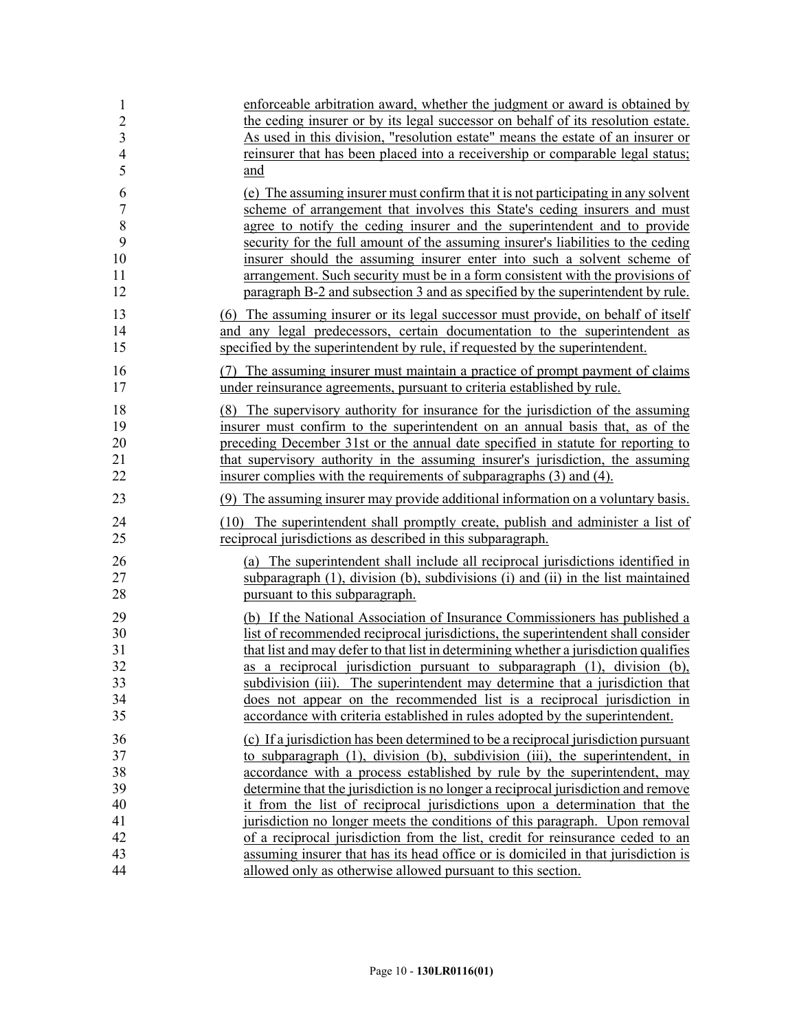enforceable arbitration award, whether the judgment or award is obtained by the ceding insurer or by its legal successor on behalf of its resolution estate. As used in this division, "resolution estate" means the estate of an insurer or reinsurer that has been placed into a receivership or comparable legal status; and

(e) The assuming insurer must confirm that it is not participating in any solvent scheme of arrangement that involves this State's ceding insurers and must agree to notify the ceding insurer and the superintendent and to provide security for the full amount of the assuming insurer's liabilities to the ceding insurer should the assuming insurer enter into such a solvent scheme of arrangement. Such security must be in a form consistent with the provisions of paragraph B-2 and subsection 3 and as specified by the superintendent by rule.

(6) The assuming insurer or its legal successor must provide, on behalf of itself and any legal predecessors, certain documentation to the superintendent as specified by the superintendent by rule, if requested by the superintendent.

(7) The assuming insurer must maintain a practice of prompt payment of claims under reinsurance agreements, pursuant to criteria established by rule.

(8) The supervisory authority for insurance for the jurisdiction of the assuming insurer must confirm to the superintendent on an annual basis that, as of the preceding December 31st or the annual date specified in statute for reporting to that supervisory authority in the assuming insurer's jurisdiction, the assuming insurer complies with the requirements of subparagraphs (3) and (4).

(9) The assuming insurer may provide additional information on a voluntary basis.

(10) The superintendent shall promptly create, publish and administer a list of reciprocal jurisdictions as described in this subparagraph.

(a) The superintendent shall include all reciprocal jurisdictions identified in subparagraph (1), division (b), subdivisions (i) and (ii) in the list maintained pursuant to this subparagraph.

(b) If the National Association of Insurance Commissioners has published a list of recommended reciprocal jurisdictions, the superintendent shall consider that list and may defer to that list in determining whether a jurisdiction qualifies as a reciprocal jurisdiction pursuant to subparagraph (1), division (b), subdivision (iii). The superintendent may determine that a jurisdiction that does not appear on the recommended list is a reciprocal jurisdiction in accordance with criteria established in rules adopted by the superintendent.

(c) If a jurisdiction has been determined to be a reciprocal jurisdiction pursuant to subparagraph (1), division (b), subdivision (iii), the superintendent, in accordance with a process established by rule by the superintendent, may determine that the jurisdiction is no longer a reciprocal jurisdiction and remove it from the list of reciprocal jurisdictions upon a determination that the jurisdiction no longer meets the conditions of this paragraph. Upon removal of a reciprocal jurisdiction from the list, credit for reinsurance ceded to an assuming insurer that has its head office or is domiciled in that jurisdiction is allowed only as otherwise allowed pursuant to this section.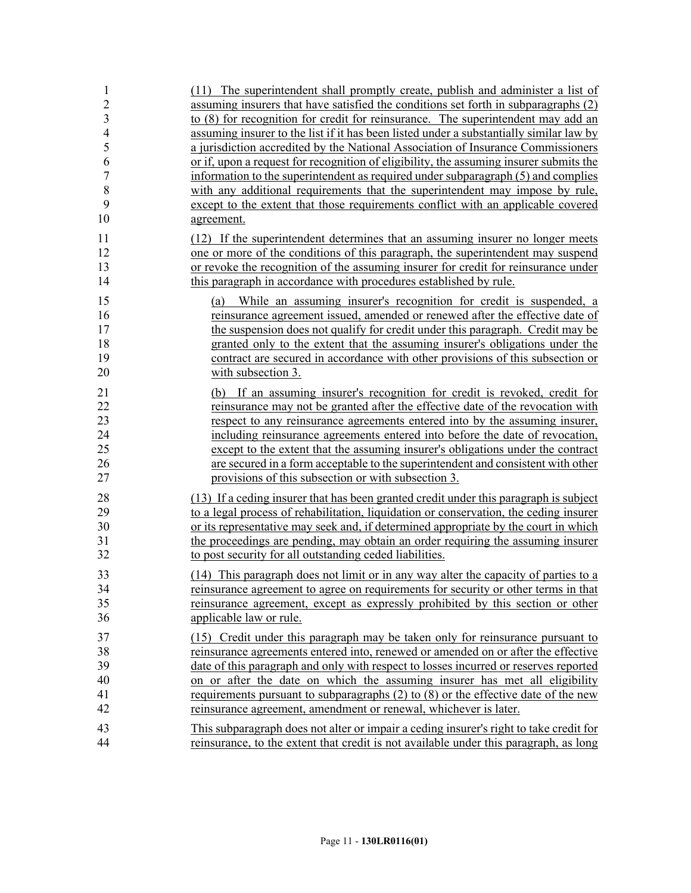(11) The superintendent shall promptly create, publish and administer a list of assuming insurers that have satisfied the conditions set forth in subparagraphs (2) to (8) for recognition for credit for reinsurance. The superintendent may add an assuming insurer to the list if it has been listed under a substantially similar law by a jurisdiction accredited by the National Association of Insurance Commissioners or if, upon a request for recognition of eligibility, the assuming insurer submits the information to the superintendent as required under subparagraph (5) and complies with any additional requirements that the superintendent may impose by rule, except to the extent that those requirements conflict with an applicable covered agreement.

(12) If the superintendent determines that an assuming insurer no longer meets one or more of the conditions of this paragraph, the superintendent may suspend or revoke the recognition of the assuming insurer for credit for reinsurance under this paragraph in accordance with procedures established by rule.

(a) While an assuming insurer's recognition for credit is suspended, a reinsurance agreement issued, amended or renewed after the effective date of the suspension does not qualify for credit under this paragraph. Credit may be granted only to the extent that the assuming insurer's obligations under the contract are secured in accordance with other provisions of this subsection or with subsection 3.

(b) If an assuming insurer's recognition for credit is revoked, credit for reinsurance may not be granted after the effective date of the revocation with respect to any reinsurance agreements entered into by the assuming insurer, including reinsurance agreements entered into before the date of revocation, except to the extent that the assuming insurer's obligations under the contract are secured in a form acceptable to the superintendent and consistent with other provisions of this subsection or with subsection 3.

(13) If a ceding insurer that has been granted credit under this paragraph is subject to a legal process of rehabilitation, liquidation or conservation, the ceding insurer or its representative may seek and, if determined appropriate by the court in which the proceedings are pending, may obtain an order requiring the assuming insurer to post security for all outstanding ceded liabilities.

(14) This paragraph does not limit or in any way alter the capacity of parties to a reinsurance agreement to agree on requirements for security or other terms in that reinsurance agreement, except as expressly prohibited by this section or other applicable law or rule.

(15) Credit under this paragraph may be taken only for reinsurance pursuant to reinsurance agreements entered into, renewed or amended on or after the effective date of this paragraph and only with respect to losses incurred or reserves reported on or after the date on which the assuming insurer has met all eligibility requirements pursuant to subparagraphs (2) to (8) or the effective date of the new reinsurance agreement, amendment or renewal, whichever is later.

This subparagraph does not alter or impair a ceding insurer's right to take credit for reinsurance, to the extent that credit is not available under this paragraph, as long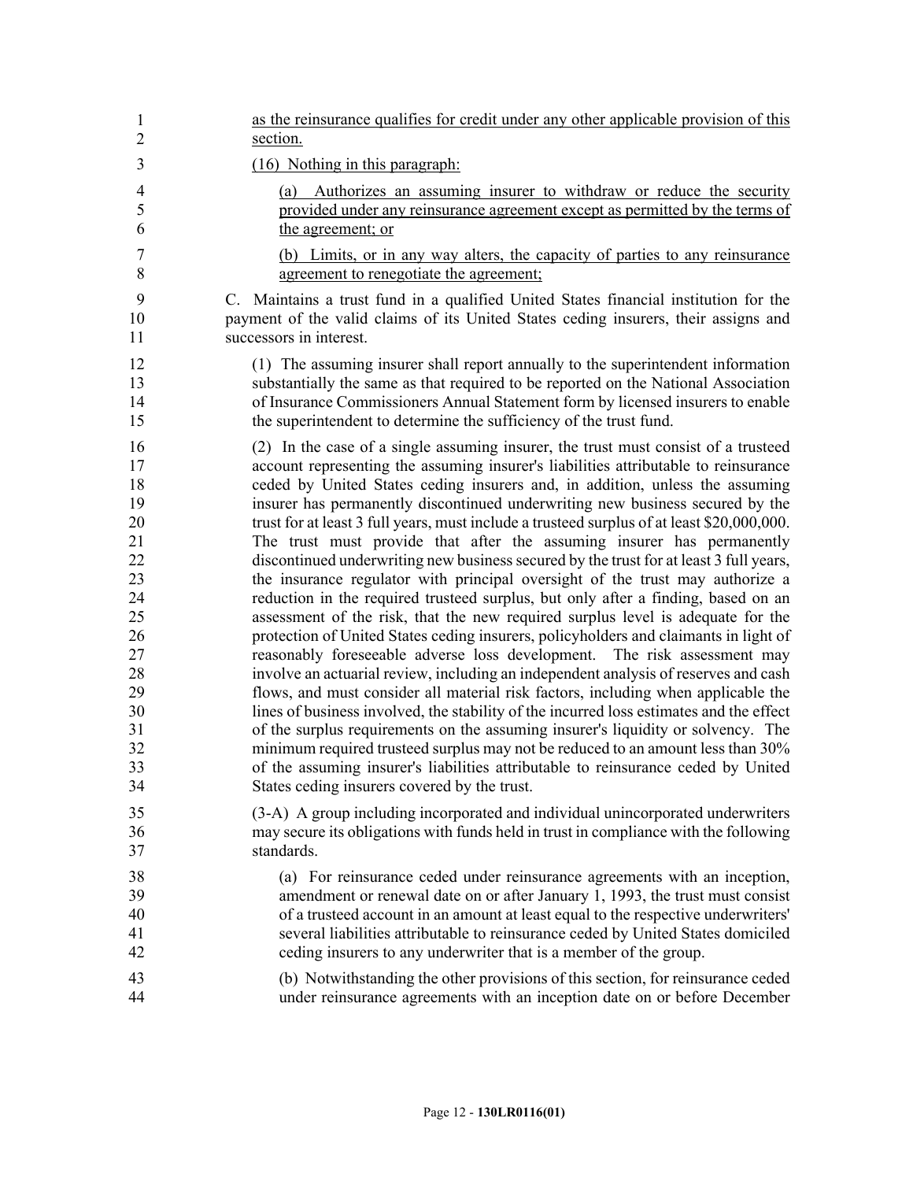as the reinsurance qualifies for credit under any other applicable provision of this section.

(16) Nothing in this paragraph:

(a) Authorizes an assuming insurer to withdraw or reduce the security provided under any reinsurance agreement except as permitted by the terms of the agreement; or

(b) Limits, or in any way alters, the capacity of parties to any reinsurance agreement to renegotiate the agreement;

C. Maintains a trust fund in a qualified United States financial institution for the payment of the valid claims of its United States ceding insurers, their assigns and successors in interest.

(1) The assuming insurer shall report annually to the superintendent information substantially the same as that required to be reported on the National Association of Insurance Commissioners Annual Statement form by licensed insurers to enable the superintendent to determine the sufficiency of the trust fund.

(2) In the case of a single assuming insurer, the trust must consist of a trusteed account representing the assuming insurer's liabilities attributable to reinsurance ceded by United States ceding insurers and, in addition, unless the assuming insurer has permanently discontinued underwriting new business secured by the trust for at least 3 full years, must include a trusteed surplus of at least $20,000,000. The trust must provide that after the assuming insurer has permanently discontinued underwriting new business secured by the trust for at least 3 full years, the insurance regulator with principal oversight of the trust may authorize a reduction in the required trusteed surplus, but only after a finding, based on an assessment of the risk, that the new required surplus level is adequate for the protection of United States ceding insurers, policyholders and claimants in light of reasonably foreseeable adverse loss development. The risk assessment may involve an actuarial review, including an independent analysis of reserves and cash flows, and must consider all material risk factors, including when applicable the lines of business involved, the stability of the incurred loss estimates and the effect of the surplus requirements on the assuming insurer's liquidity or solvency. The minimum required trusteed surplus may not be reduced to an amount less than 30% of the assuming insurer's liabilities attributable to reinsurance ceded by United States ceding insurers covered by the trust.

(3-A) A group including incorporated and individual unincorporated underwriters may secure its obligations with funds held in trust in compliance with the following standards.

(a) For reinsurance ceded under reinsurance agreements with an inception, amendment or renewal date on or after January 1, 1993, the trust must consist of a trusteed account in an amount at least equal to the respective underwriters' several liabilities attributable to reinsurance ceded by United States domiciled ceding insurers to any underwriter that is a member of the group.

(b) Notwithstanding the other provisions of this section, for reinsurance ceded under reinsurance agreements with an inception date on or before December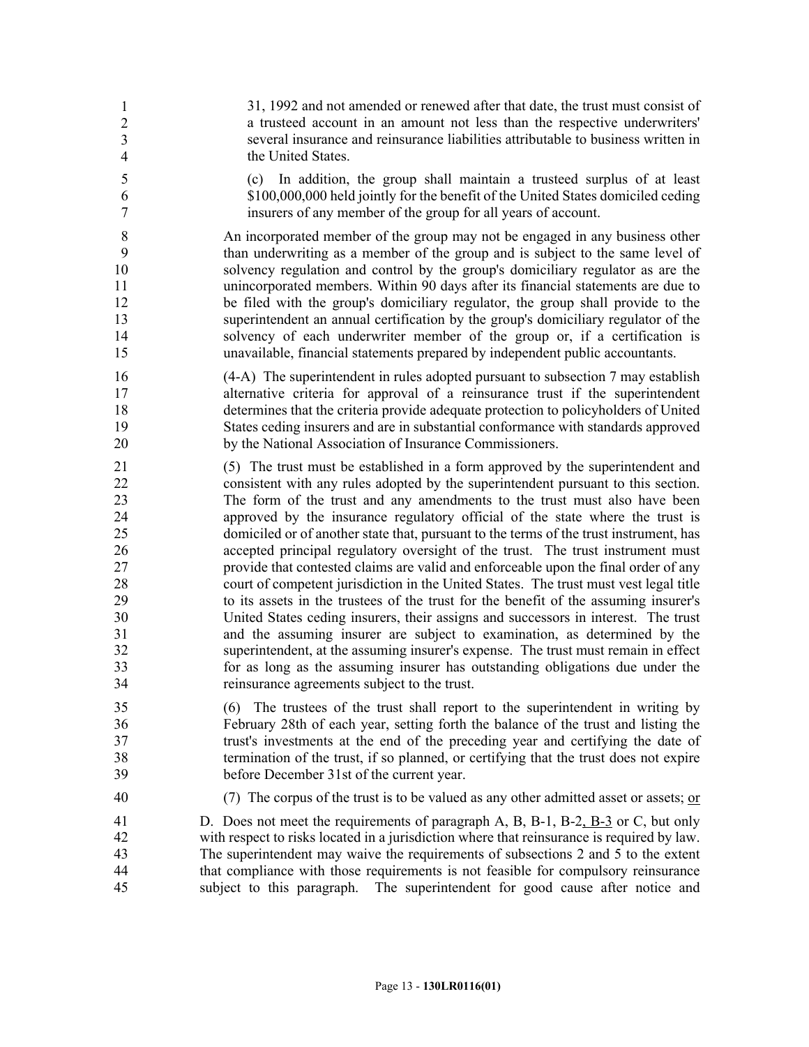31, 1992 and not amended or renewed after that date, the trust must consist of a trusteed account in an amount not less than the respective underwriters' several insurance and reinsurance liabilities attributable to business written in the United States.

(c) In addition, the group shall maintain a trusteed surplus of at least $100,000,000 held jointly for the benefit of the United States domiciled ceding insurers of any member of the group for all years of account.

An incorporated member of the group may not be engaged in any business other than underwriting as a member of the group and is subject to the same level of solvency regulation and control by the group's domiciliary regulator as are the unincorporated members. Within 90 days after its financial statements are due to be filed with the group's domiciliary regulator, the group shall provide to the superintendent an annual certification by the group's domiciliary regulator of the solvency of each underwriter member of the group or, if a certification is unavailable, financial statements prepared by independent public accountants.

(4-A) The superintendent in rules adopted pursuant to subsection 7 may establish alternative criteria for approval of a reinsurance trust if the superintendent determines that the criteria provide adequate protection to policyholders of United States ceding insurers and are in substantial conformance with standards approved by the National Association of Insurance Commissioners.

(5) The trust must be established in a form approved by the superintendent and consistent with any rules adopted by the superintendent pursuant to this section. The form of the trust and any amendments to the trust must also have been approved by the insurance regulatory official of the state where the trust is domiciled or of another state that, pursuant to the terms of the trust instrument, has accepted principal regulatory oversight of the trust. The trust instrument must provide that contested claims are valid and enforceable upon the final order of any court of competent jurisdiction in the United States. The trust must vest legal title to its assets in the trustees of the trust for the benefit of the assuming insurer's United States ceding insurers, their assigns and successors in interest. The trust and the assuming insurer are subject to examination, as determined by the superintendent, at the assuming insurer's expense. The trust must remain in effect for as long as the assuming insurer has outstanding obligations due under the reinsurance agreements subject to the trust.

(6) The trustees of the trust shall report to the superintendent in writing by February 28th of each year, setting forth the balance of the trust and listing the trust's investments at the end of the preceding year and certifying the date of termination of the trust, if so planned, or certifying that the trust does not expire before December 31st of the current year.

(7) The corpus of the trust is to be valued as any other admitted asset or assets; or

D. Does not meet the requirements of paragraph A, B, B-1, B-2, B-3 or C, but only with respect to risks located in a jurisdiction where that reinsurance is required by law. The superintendent may waive the requirements of subsections 2 and 5 to the extent that compliance with those requirements is not feasible for compulsory reinsurance subject to this paragraph. The superintendent for good cause after notice and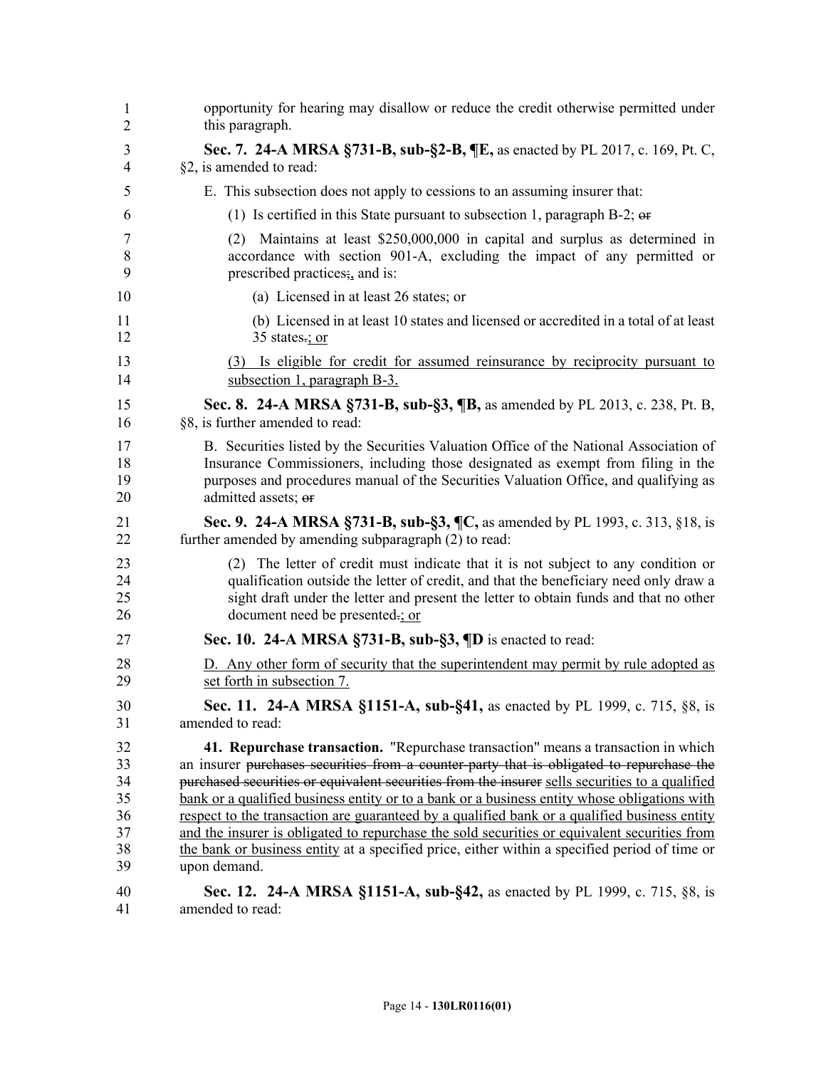opportunity for hearing may disallow or reduce the credit otherwise permitted under this paragraph.

**Sec. 7. 24-A MRSA §731-B, sub-§2-B, ¶E,** as enacted by PL 2017, c. 169, Pt. C, §2, is amended to read:

E. This subsection does not apply to cessions to an assuming insurer that:

(1) Is certified in this State pursuant to subsection 1, paragraph B-2; ~~or~~

(2) Maintains at least $250,000,000 in capital and surplus as determined in accordance with section 901-A, excluding the impact of any permitted or prescribed practices~~;~~, and is:

(a) Licensed in at least 26 states; or

(b) Licensed in at least 10 states and licensed or accredited in a total of at least 35 states~~.~~; or

(3) Is eligible for credit for assumed reinsurance by reciprocity pursuant to subsection 1, paragraph B-3.

**Sec. 8. 24-A MRSA §731-B, sub-§3, ¶B,** as amended by PL 2013, c. 238, Pt. B, §8, is further amended to read:

B. Securities listed by the Securities Valuation Office of the National Association of Insurance Commissioners, including those designated as exempt from filing in the purposes and procedures manual of the Securities Valuation Office, and qualifying as admitted assets; ~~or~~

**Sec. 9. 24-A MRSA §731-B, sub-§3, ¶C,** as amended by PL 1993, c. 313, §18, is further amended by amending subparagraph (2) to read:

(2) The letter of credit must indicate that it is not subject to any condition or qualification outside the letter of credit, and that the beneficiary need only draw a sight draft under the letter and present the letter to obtain funds and that no other document need be presented~~.~~; or

**Sec. 10. 24-A MRSA §731-B, sub-§3, ¶D** is enacted to read:

D. Any other form of security that the superintendent may permit by rule adopted as set forth in subsection 7.

**Sec. 11. 24-A MRSA §1151-A, sub-§41,** as enacted by PL 1999, c. 715, §8, is amended to read:

**41. Repurchase transaction.** "Repurchase transaction" means a transaction in which an insurer ~~purchases securities from a counter-party that is obligated to repurchase the purchased securities or equivalent securities from the insurer~~ sells securities to a qualified bank or a qualified business entity or to a bank or a business entity whose obligations with respect to the transaction are guaranteed by a qualified bank or a qualified business entity and the insurer is obligated to repurchase the sold securities or equivalent securities from the bank or business entity at a specified price, either within a specified period of time or upon demand.

**Sec. 12. 24-A MRSA §1151-A, sub-§42,** as enacted by PL 1999, c. 715, §8, is amended to read: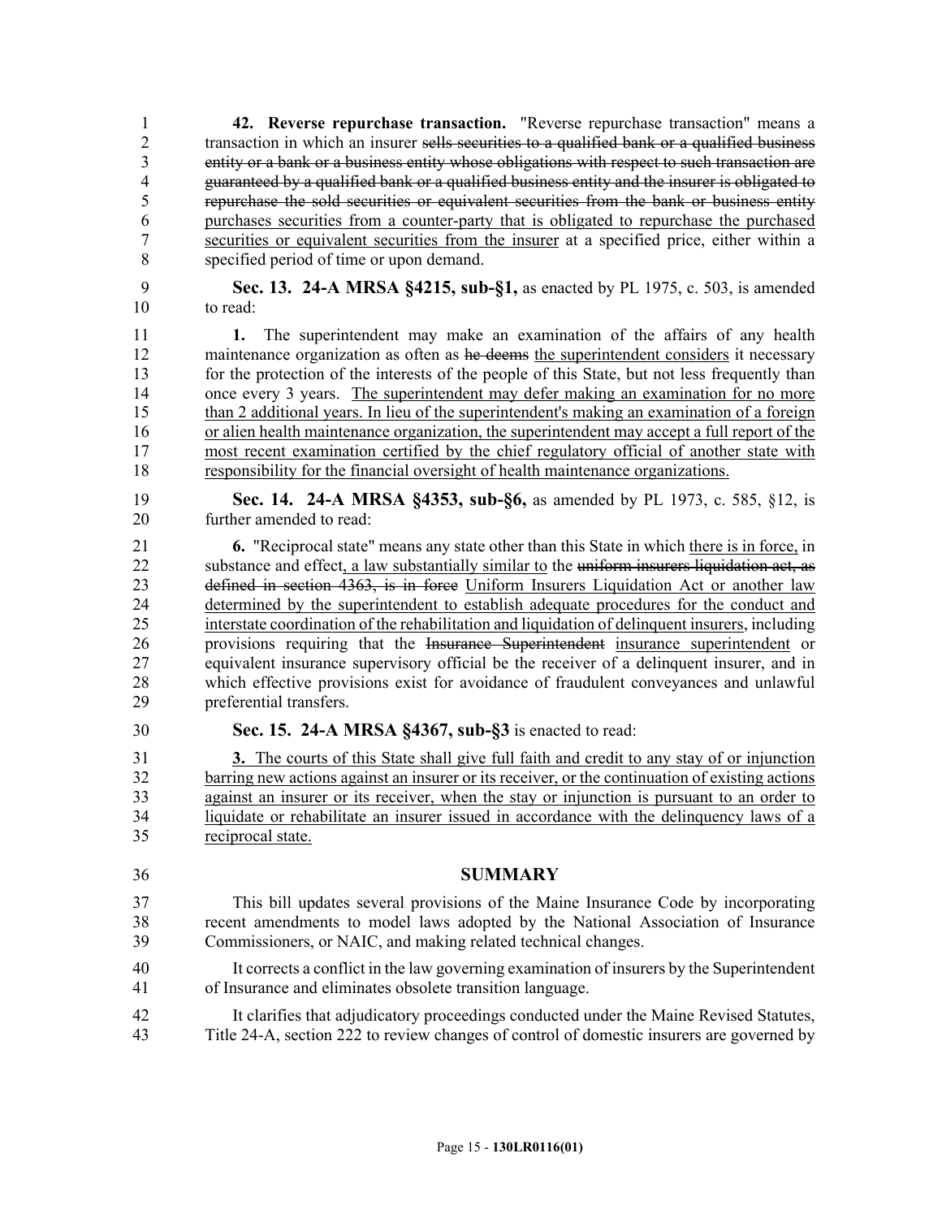**42. Reverse repurchase transaction.** "Reverse repurchase transaction" means a transaction in which an insurer ~~sells securities to a qualified bank or a qualified business entity or a bank or a business entity whose obligations with respect to such transaction are guaranteed by a qualified bank or a qualified business entity and the insurer is obligated to repurchase the sold securities or equivalent securities from the bank or business entity~~ purchases securities from a counter-party that is obligated to repurchase the purchased securities or equivalent securities from the insurer at a specified price, either within a specified period of time or upon demand.

**Sec. 13. 24-A MRSA §4215, sub-§1,** as enacted by PL 1975, c. 503, is amended to read:

**1.** The superintendent may make an examination of the affairs of any health maintenance organization as often as ~~he deems~~ the superintendent considers it necessary for the protection of the interests of the people of this State, but not less frequently than once every 3 years. The superintendent may defer making an examination for no more than 2 additional years. In lieu of the superintendent's making an examination of a foreign or alien health maintenance organization, the superintendent may accept a full report of the most recent examination certified by the chief regulatory official of another state with responsibility for the financial oversight of health maintenance organizations.

**Sec. 14. 24-A MRSA §4353, sub-§6,** as amended by PL 1973, c. 585, §12, is further amended to read:

**6.** "Reciprocal state" means any state other than this State in which there is in force, in substance and effect, a law substantially similar to the ~~uniform insurers liquidation act, as defined in section 4363, is in force~~ Uniform Insurers Liquidation Act or another law determined by the superintendent to establish adequate procedures for the conduct and interstate coordination of the rehabilitation and liquidation of delinquent insurers, including provisions requiring that the ~~Insurance Superintendent~~ insurance superintendent or equivalent insurance supervisory official be the receiver of a delinquent insurer, and in which effective provisions exist for avoidance of fraudulent conveyances and unlawful preferential transfers.

**Sec. 15. 24-A MRSA §4367, sub-§3** is enacted to read:

**3.** The courts of this State shall give full faith and credit to any stay of or injunction barring new actions against an insurer or its receiver, or the continuation of existing actions against an insurer or its receiver, when the stay or injunction is pursuant to an order to liquidate or rehabilitate an insurer issued in accordance with the delinquency laws of a reciprocal state.

## SUMMARY

This bill updates several provisions of the Maine Insurance Code by incorporating recent amendments to model laws adopted by the National Association of Insurance Commissioners, or NAIC, and making related technical changes.

It corrects a conflict in the law governing examination of insurers by the Superintendent of Insurance and eliminates obsolete transition language.

It clarifies that adjudicatory proceedings conducted under the Maine Revised Statutes, Title 24-A, section 222 to review changes of control of domestic insurers are governed by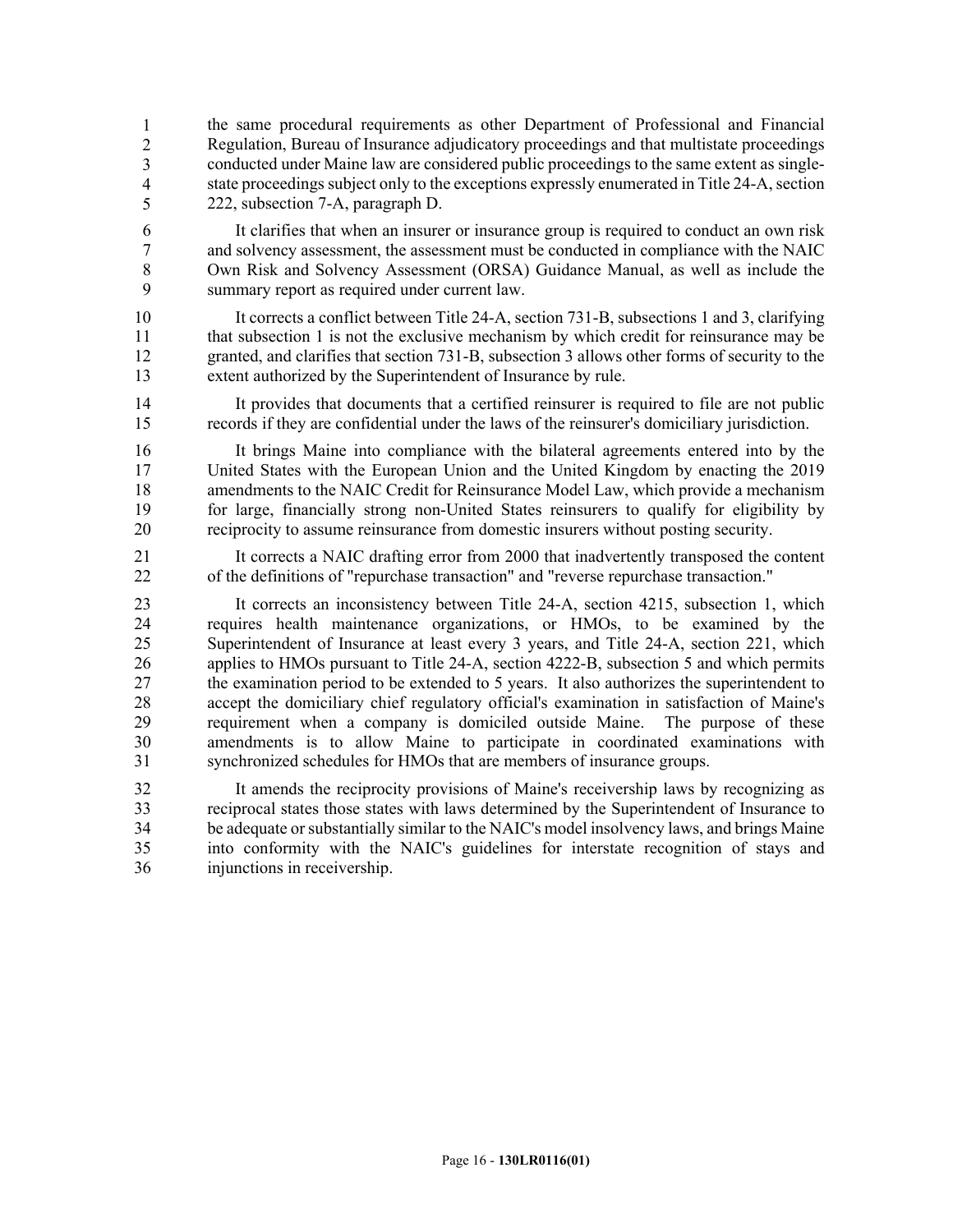the same procedural requirements as other Department of Professional and Financial Regulation, Bureau of Insurance adjudicatory proceedings and that multistate proceedings conducted under Maine law are considered public proceedings to the same extent as single-state proceedings subject only to the exceptions expressly enumerated in Title 24-A, section 222, subsection 7-A, paragraph D.

It clarifies that when an insurer or insurance group is required to conduct an own risk and solvency assessment, the assessment must be conducted in compliance with the NAIC Own Risk and Solvency Assessment (ORSA) Guidance Manual, as well as include the summary report as required under current law.

It corrects a conflict between Title 24-A, section 731-B, subsections 1 and 3, clarifying that subsection 1 is not the exclusive mechanism by which credit for reinsurance may be granted, and clarifies that section 731-B, subsection 3 allows other forms of security to the extent authorized by the Superintendent of Insurance by rule.

It provides that documents that a certified reinsurer is required to file are not public records if they are confidential under the laws of the reinsurer's domiciliary jurisdiction.

It brings Maine into compliance with the bilateral agreements entered into by the United States with the European Union and the United Kingdom by enacting the 2019 amendments to the NAIC Credit for Reinsurance Model Law, which provide a mechanism for large, financially strong non-United States reinsurers to qualify for eligibility by reciprocity to assume reinsurance from domestic insurers without posting security.

It corrects a NAIC drafting error from 2000 that inadvertently transposed the content of the definitions of "repurchase transaction" and "reverse repurchase transaction."

It corrects an inconsistency between Title 24-A, section 4215, subsection 1, which requires health maintenance organizations, or HMOs, to be examined by the Superintendent of Insurance at least every 3 years, and Title 24-A, section 221, which applies to HMOs pursuant to Title 24-A, section 4222-B, subsection 5 and which permits the examination period to be extended to 5 years. It also authorizes the superintendent to accept the domiciliary chief regulatory official's examination in satisfaction of Maine's requirement when a company is domiciled outside Maine. The purpose of these amendments is to allow Maine to participate in coordinated examinations with synchronized schedules for HMOs that are members of insurance groups.

It amends the reciprocity provisions of Maine's receivership laws by recognizing as reciprocal states those states with laws determined by the Superintendent of Insurance to be adequate or substantially similar to the NAIC's model insolvency laws, and brings Maine into conformity with the NAIC's guidelines for interstate recognition of stays and injunctions in receivership.